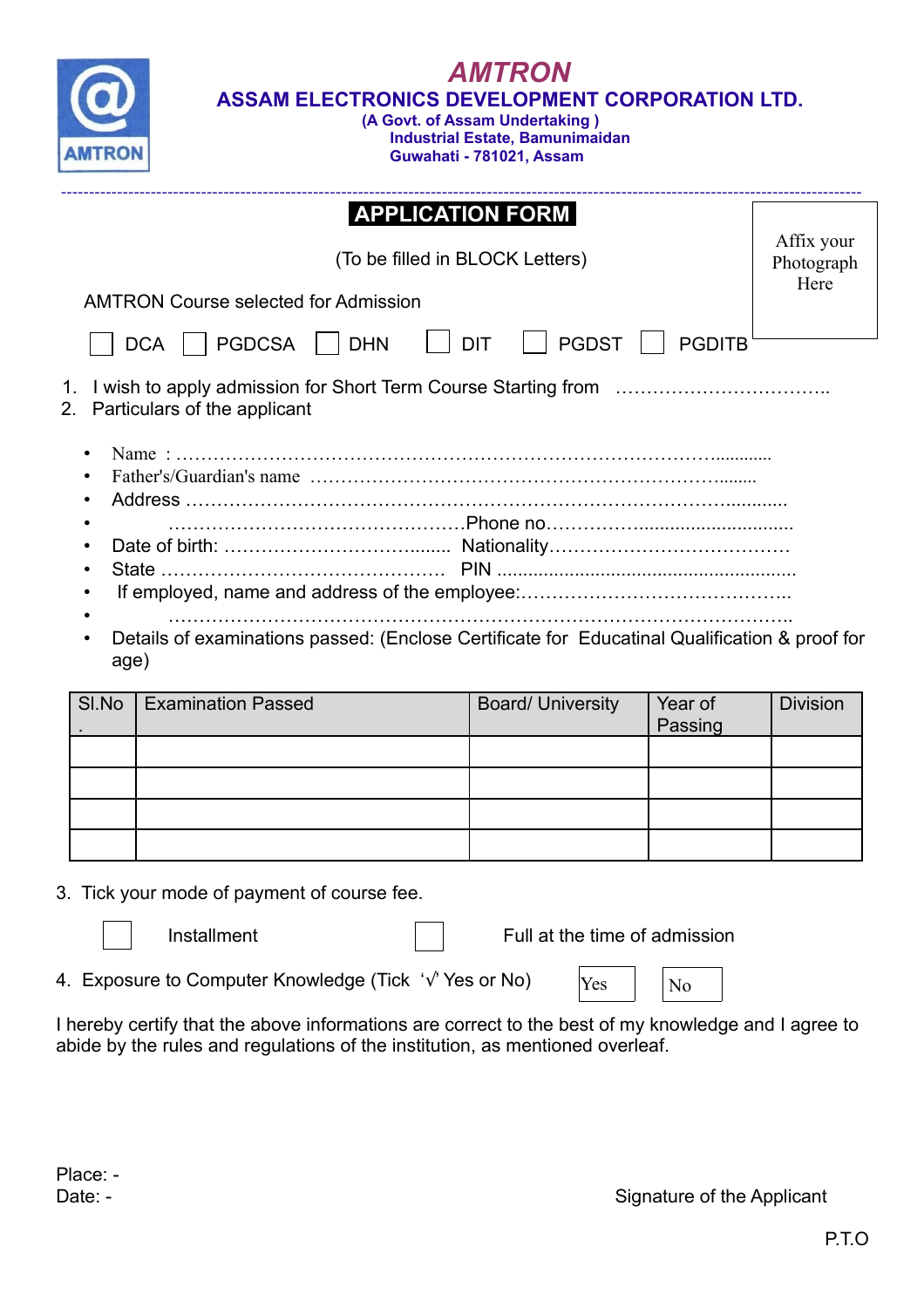# AMTRON

## ASSAM ELECTRONICS DEVELOPMENT CORPORATION LTD.

**(A Govt. of Assam Undertaking )**
**Industrial Estate, Bamunimaidan**
**Guwahati - 781021, Assam**

---

## APPLICATION FORM

(To be filled in BLOCK Letters)

Affix your Photograph Here

AMTRON Course selected for Admission

☐ DCA ☐ PGDCSA ☐ DHN ☐ DIT ☐ PGDST ☐ PGDITB

1. I wish to apply admission for Short Term Course Starting from ……………………………..
2. Particulars of the applicant

- Name : …………………………………………………………………………….............
- Father's/Guardian's name ………………………………………………………….........
- Address ………………………………………………………………………….............
- …………………………………………Phone no……………..............................
- Date of birth: ……………………………......... Nationality…………………………………
- State ……………………………………… PIN .........................................................
- If employed, name and address of the employee:……………………………………..
- ……………………………………………………………………………………..
- Details of examinations passed: (Enclose Certificate for Educatinal Qualification & proof for age)

| Sl.No. | Examination Passed | Board/ University | Year of Passing | Division |
|---|---|---|---|---|
| | | | | |
| | | | | |
| | | | | |
| | | | | |

3. Tick your mode of payment of course fee.

☐ Installment ☐ Full at the time of admission

4. Exposure to Computer Knowledge (Tick '√' Yes or No) ☐ Yes ☐ No

I hereby certify that the above informations are correct to the best of my knowledge and I agree to abide by the rules and regulations of the institution, as mentioned overleaf.

Place: -
Date: -

Signature of the Applicant

P.T.O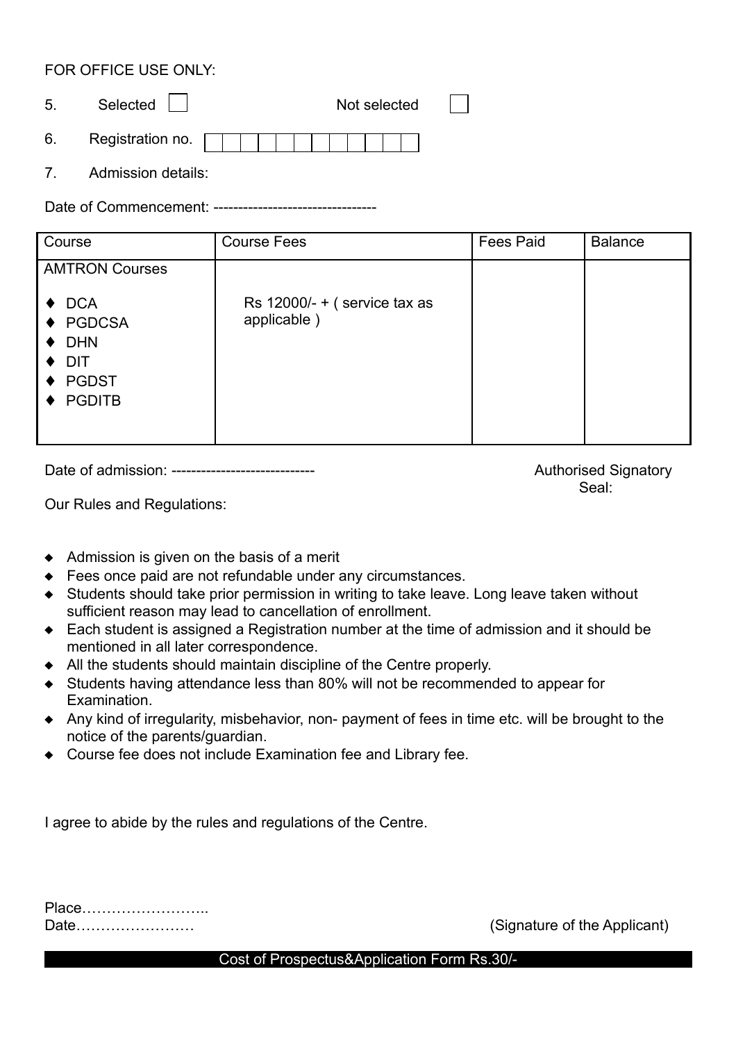FOR OFFICE USE ONLY:

5. Selected ☐ Not selected ☐

6. Registration no. ☐☐☐☐☐☐☐☐☐☐☐☐

7. Admission details:

Date of Commencement: --------------------------------

| Course | Course Fees | Fees Paid | Balance |
|---|---|---|---|
| AMTRON Courses<br>♦ DCA<br>♦ PGDCSA<br>♦ DHN<br>♦ DIT<br>♦ PGDST<br>♦ PGDITB | Rs 12000/- + ( service tax as applicable ) | | |

Date of admission: ----------------------------

Authorised Signatory
Seal:

Our Rules and Regulations:

- Admission is given on the basis of a merit
- Fees once paid are not refundable under any circumstances.
- Students should take prior permission in writing to take leave. Long leave taken without sufficient reason may lead to cancellation of enrollment.
- Each student is assigned a Registration number at the time of admission and it should be mentioned in all later correspondence.
- All the students should maintain discipline of the Centre properly.
- Students having attendance less than 80% will not be recommended to appear for Examination.
- Any kind of irregularity, misbehavior, non- payment of fees in time etc. will be brought to the notice of the parents/guardian.
- Course fee does not include Examination fee and Library fee.

I agree to abide by the rules and regulations of the Centre.

Place……………………..
Date……………………

(Signature of the Applicant)

Cost of Prospectus&Application Form Rs.30/-